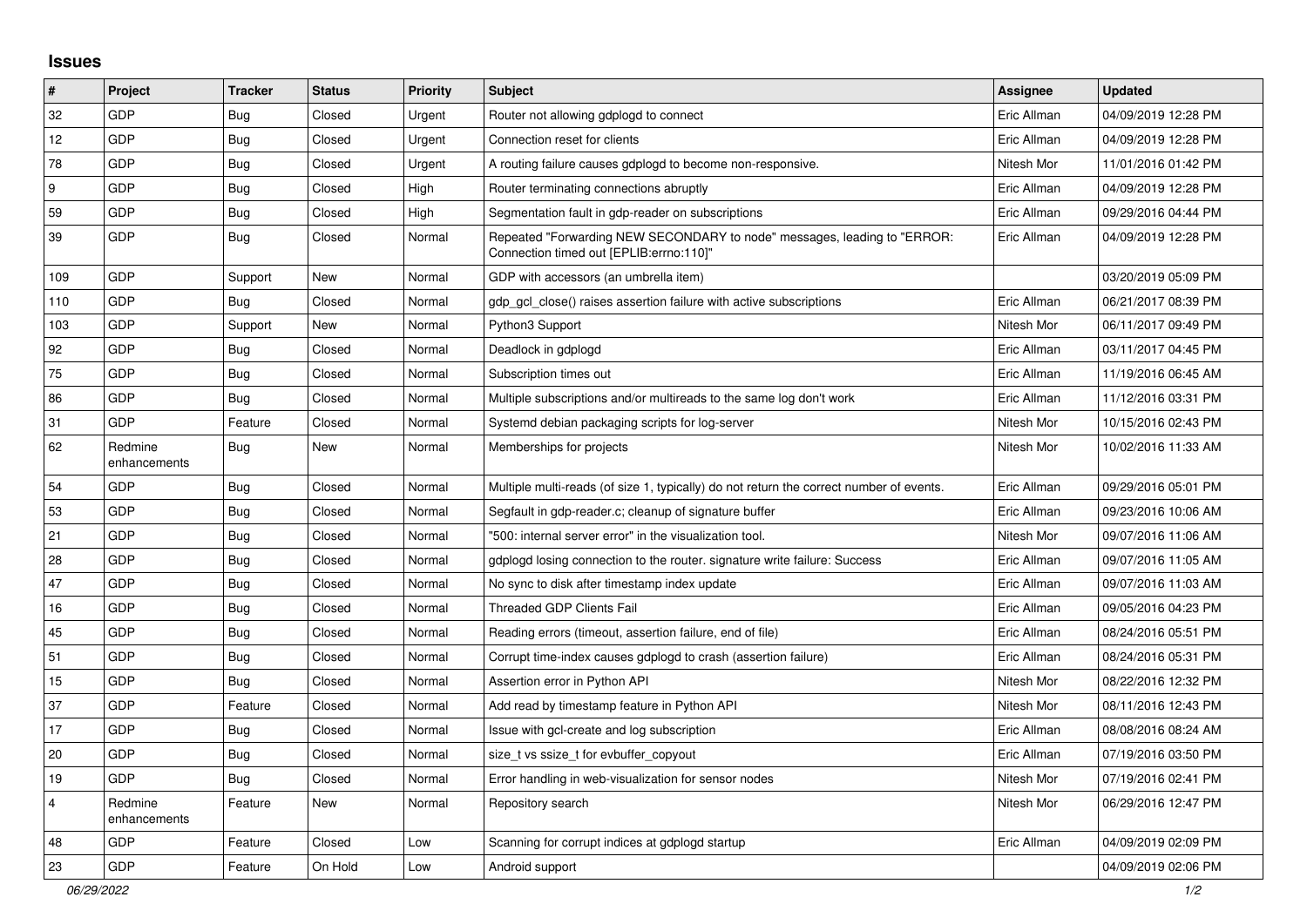# Issues

| # | Project | Tracker | Status | Priority | Subject | Assignee | Updated |
|---|---|---|---|---|---|---|---|
| 32 | GDP | Bug | Closed | Urgent | Router not allowing gdplogd to connect | Eric Allman | 04/09/2019 12:28 PM |
| 12 | GDP | Bug | Closed | Urgent | Connection reset for clients | Eric Allman | 04/09/2019 12:28 PM |
| 78 | GDP | Bug | Closed | Urgent | A routing failure causes gdplogd to become non-responsive. | Nitesh Mor | 11/01/2016 01:42 PM |
| 9 | GDP | Bug | Closed | High | Router terminating connections abruptly | Eric Allman | 04/09/2019 12:28 PM |
| 59 | GDP | Bug | Closed | High | Segmentation fault in gdp-reader on subscriptions | Eric Allman | 09/29/2016 04:44 PM |
| 39 | GDP | Bug | Closed | Normal | Repeated "Forwarding NEW SECONDARY to node" messages, leading to "ERROR: Connection timed out [EPLIB:errno:110]" | Eric Allman | 04/09/2019 12:28 PM |
| 109 | GDP | Support | New | Normal | GDP with accessors (an umbrella item) | | 03/20/2019 05:09 PM |
| 110 | GDP | Bug | Closed | Normal | gdp_gcl_close() raises assertion failure with active subscriptions | Eric Allman | 06/21/2017 08:39 PM |
| 103 | GDP | Support | New | Normal | Python3 Support | Nitesh Mor | 06/11/2017 09:49 PM |
| 92 | GDP | Bug | Closed | Normal | Deadlock in gdplogd | Eric Allman | 03/11/2017 04:45 PM |
| 75 | GDP | Bug | Closed | Normal | Subscription times out | Eric Allman | 11/19/2016 06:45 AM |
| 86 | GDP | Bug | Closed | Normal | Multiple subscriptions and/or multireads to the same log don't work | Eric Allman | 11/12/2016 03:31 PM |
| 31 | GDP | Feature | Closed | Normal | Systemd debian packaging scripts for log-server | Nitesh Mor | 10/15/2016 02:43 PM |
| 62 | Redmine enhancements | Bug | New | Normal | Memberships for projects | Nitesh Mor | 10/02/2016 11:33 AM |
| 54 | GDP | Bug | Closed | Normal | Multiple multi-reads (of size 1, typically) do not return the correct number of events. | Eric Allman | 09/29/2016 05:01 PM |
| 53 | GDP | Bug | Closed | Normal | Segfault in gdp-reader.c; cleanup of signature buffer | Eric Allman | 09/23/2016 10:06 AM |
| 21 | GDP | Bug | Closed | Normal | "500: internal server error" in the visualization tool. | Nitesh Mor | 09/07/2016 11:06 AM |
| 28 | GDP | Bug | Closed | Normal | gdplogd losing connection to the router. signature write failure: Success | Eric Allman | 09/07/2016 11:05 AM |
| 47 | GDP | Bug | Closed | Normal | No sync to disk after timestamp index update | Eric Allman | 09/07/2016 11:03 AM |
| 16 | GDP | Bug | Closed | Normal | Threaded GDP Clients Fail | Eric Allman | 09/05/2016 04:23 PM |
| 45 | GDP | Bug | Closed | Normal | Reading errors (timeout, assertion failure, end of file) | Eric Allman | 08/24/2016 05:51 PM |
| 51 | GDP | Bug | Closed | Normal | Corrupt time-index causes gdplogd to crash (assertion failure) | Eric Allman | 08/24/2016 05:31 PM |
| 15 | GDP | Bug | Closed | Normal | Assertion error in Python API | Nitesh Mor | 08/22/2016 12:32 PM |
| 37 | GDP | Feature | Closed | Normal | Add read by timestamp feature in Python API | Nitesh Mor | 08/11/2016 12:43 PM |
| 17 | GDP | Bug | Closed | Normal | Issue with gcl-create and log subscription | Eric Allman | 08/08/2016 08:24 AM |
| 20 | GDP | Bug | Closed | Normal | size_t vs ssize_t for evbuffer_copyout | Eric Allman | 07/19/2016 03:50 PM |
| 19 | GDP | Bug | Closed | Normal | Error handling in web-visualization for sensor nodes | Nitesh Mor | 07/19/2016 02:41 PM |
| 4 | Redmine enhancements | Feature | New | Normal | Repository search | Nitesh Mor | 06/29/2016 12:47 PM |
| 48 | GDP | Feature | Closed | Low | Scanning for corrupt indices at gdplogd startup | Eric Allman | 04/09/2019 02:09 PM |
| 23 | GDP | Feature | On Hold | Low | Android support | | 04/09/2019 02:06 PM |

*06/29/2022*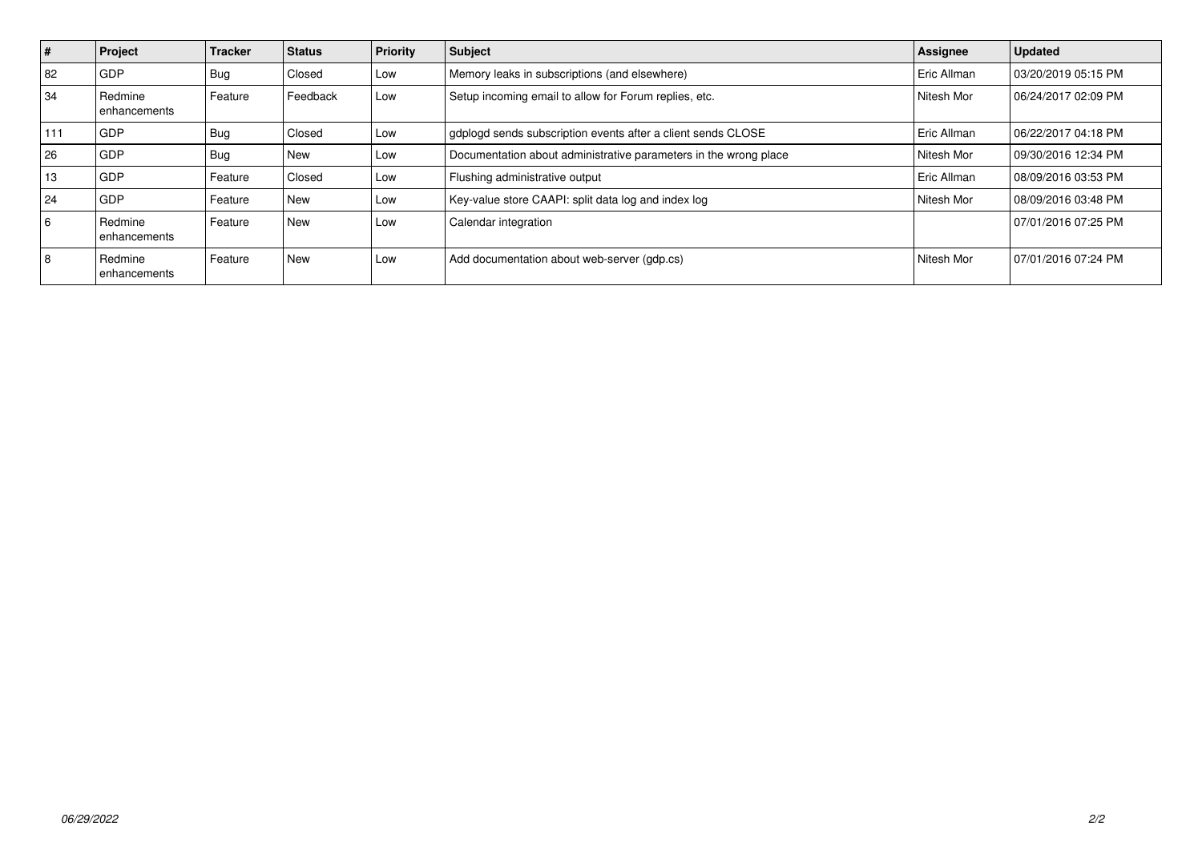| # | Project | Tracker | Status | Priority | Subject | Assignee | Updated |
|---|---|---|---|---|---|---|---|
| 82 | GDP | Bug | Closed | Low | Memory leaks in subscriptions (and elsewhere) | Eric Allman | 03/20/2019 05:15 PM |
| 34 | Redmine enhancements | Feature | Feedback | Low | Setup incoming email to allow for Forum replies, etc. | Nitesh Mor | 06/24/2017 02:09 PM |
| 111 | GDP | Bug | Closed | Low | gdplogd sends subscription events after a client sends CLOSE | Eric Allman | 06/22/2017 04:18 PM |
| 26 | GDP | Bug | New | Low | Documentation about administrative parameters in the wrong place | Nitesh Mor | 09/30/2016 12:34 PM |
| 13 | GDP | Feature | Closed | Low | Flushing administrative output | Eric Allman | 08/09/2016 03:53 PM |
| 24 | GDP | Feature | New | Low | Key-value store CAAPI: split data log and index log | Nitesh Mor | 08/09/2016 03:48 PM |
| 6 | Redmine enhancements | Feature | New | Low | Calendar integration | | 07/01/2016 07:25 PM |
| 8 | Redmine enhancements | Feature | New | Low | Add documentation about web-server (gdp.cs) | Nitesh Mor | 07/01/2016 07:24 PM |